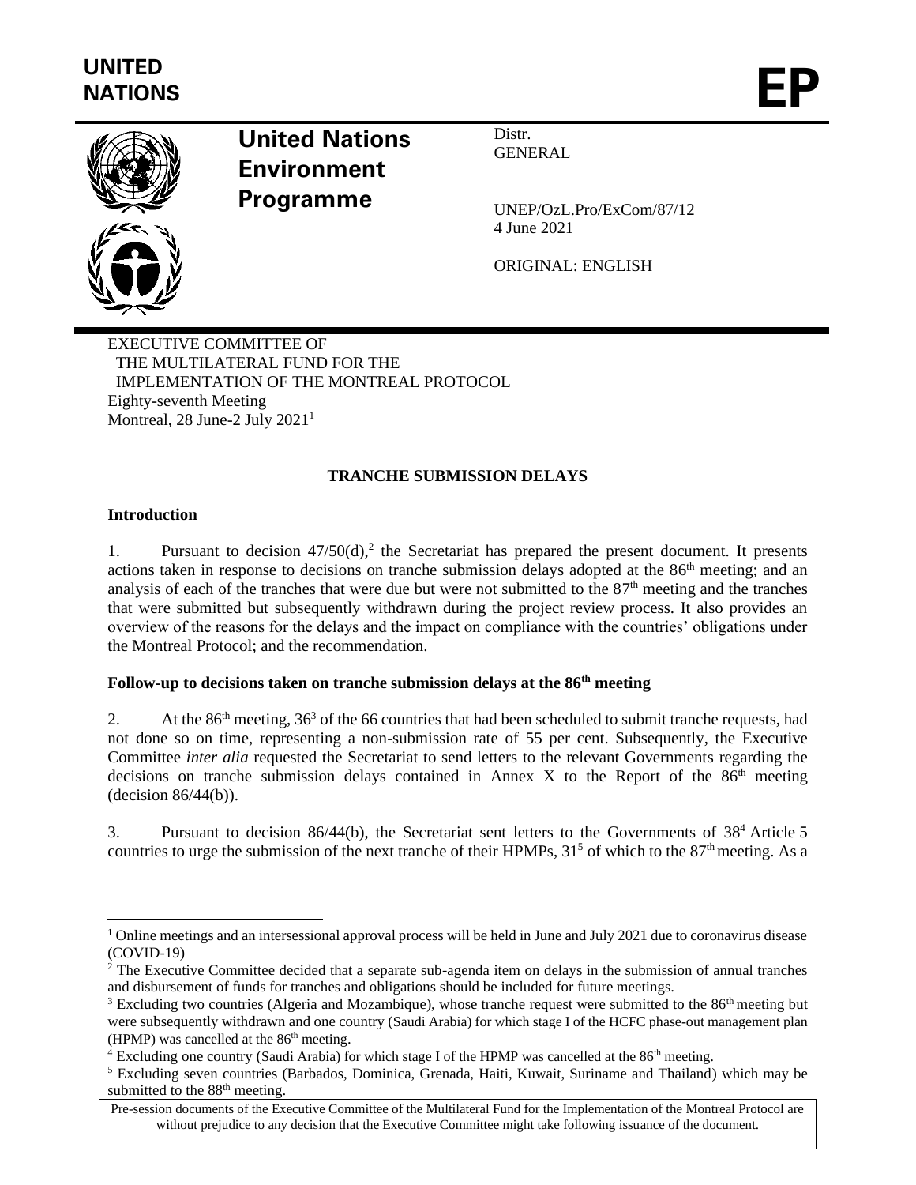UNITED NATIONS

EP

**United Nations Environment Programme**

Distr.
GENERAL

UNEP/OzL.Pro/ExCom/87/12
4 June 2021

ORIGINAL: ENGLISH

EXECUTIVE COMMITTEE OF
THE MULTILATERAL FUND FOR THE
IMPLEMENTATION OF THE MONTREAL PROTOCOL
Eighty-seventh Meeting
Montreal, 28 June-2 July 2021[1]

**TRANCHE SUBMISSION DELAYS**

**Introduction**

1. Pursuant to decision 47/50(d),[2] the Secretariat has prepared the present document. It presents actions taken in response to decisions on tranche submission delays adopted at the 86th meeting; and an analysis of each of the tranches that were due but were not submitted to the 87th meeting and the tranches that were submitted but subsequently withdrawn during the project review process. It also provides an overview of the reasons for the delays and the impact on compliance with the countries' obligations under the Montreal Protocol; and the recommendation.

**Follow-up to decisions taken on tranche submission delays at the 86th meeting**

2. At the 86th meeting, 36[3] of the 66 countries that had been scheduled to submit tranche requests, had not done so on time, representing a non-submission rate of 55 per cent. Subsequently, the Executive Committee *inter alia* requested the Secretariat to send letters to the relevant Governments regarding the decisions on tranche submission delays contained in Annex X to the Report of the 86th meeting (decision 86/44(b)).

3. Pursuant to decision 86/44(b), the Secretariat sent letters to the Governments of 38[4] Article 5 countries to urge the submission of the next tranche of their HPMPs, 31[5] of which to the 87th meeting. As a

---

[1] Online meetings and an intersessional approval process will be held in June and July 2021 due to coronavirus disease (COVID-19)

[2] The Executive Committee decided that a separate sub-agenda item on delays in the submission of annual tranches and disbursement of funds for tranches and obligations should be included for future meetings.

[3] Excluding two countries (Algeria and Mozambique), whose tranche request were submitted to the 86th meeting but were subsequently withdrawn and one country (Saudi Arabia) for which stage I of the HCFC phase-out management plan (HPMP) was cancelled at the 86th meeting.

[4] Excluding one country (Saudi Arabia) for which stage I of the HPMP was cancelled at the 86th meeting.

[5] Excluding seven countries (Barbados, Dominica, Grenada, Haiti, Kuwait, Suriname and Thailand) which may be submitted to the 88th meeting.

Pre-session documents of the Executive Committee of the Multilateral Fund for the Implementation of the Montreal Protocol are without prejudice to any decision that the Executive Committee might take following issuance of the document.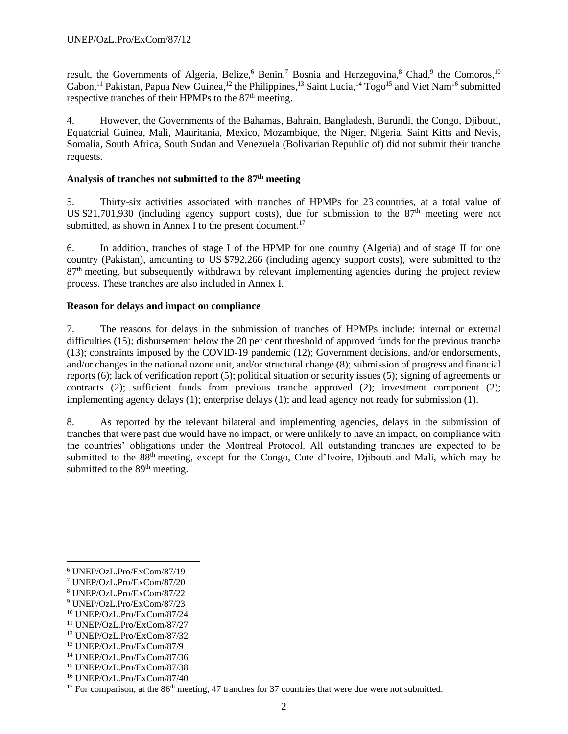result, the Governments of Algeria, Belize,[6] Benin,[7] Bosnia and Herzegovina,[8] Chad,[9] the Comoros,[10] Gabon,[11] Pakistan, Papua New Guinea,[12] the Philippines,[13] Saint Lucia,[14] Togo[15] and Viet Nam[16] submitted respective tranches of their HPMPs to the 87th meeting.

4. However, the Governments of the Bahamas, Bahrain, Bangladesh, Burundi, the Congo, Djibouti, Equatorial Guinea, Mali, Mauritania, Mexico, Mozambique, the Niger, Nigeria, Saint Kitts and Nevis, Somalia, South Africa, South Sudan and Venezuela (Bolivarian Republic of) did not submit their tranche requests.

**Analysis of tranches not submitted to the 87th meeting**

5. Thirty-six activities associated with tranches of HPMPs for 23 countries, at a total value of US $21,701,930 (including agency support costs), due for submission to the 87th meeting were not submitted, as shown in Annex I to the present document.[17]

6. In addition, tranches of stage I of the HPMP for one country (Algeria) and of stage II for one country (Pakistan), amounting to US $792,266 (including agency support costs), were submitted to the 87th meeting, but subsequently withdrawn by relevant implementing agencies during the project review process. These tranches are also included in Annex I.

**Reason for delays and impact on compliance**

7. The reasons for delays in the submission of tranches of HPMPs include: internal or external difficulties (15); disbursement below the 20 per cent threshold of approved funds for the previous tranche (13); constraints imposed by the COVID-19 pandemic (12); Government decisions, and/or endorsements, and/or changes in the national ozone unit, and/or structural change (8); submission of progress and financial reports (6); lack of verification report (5); political situation or security issues (5); signing of agreements or contracts (2); sufficient funds from previous tranche approved (2); investment component (2); implementing agency delays (1); enterprise delays (1); and lead agency not ready for submission (1).

8. As reported by the relevant bilateral and implementing agencies, delays in the submission of tranches that were past due would have no impact, or were unlikely to have an impact, on compliance with the countries' obligations under the Montreal Protocol. All outstanding tranches are expected to be submitted to the 88th meeting, except for the Congo, Cote d'Ivoire, Djibouti and Mali, which may be submitted to the 89th meeting.

---

[6] UNEP/OzL.Pro/ExCom/87/19
[7] UNEP/OzL.Pro/ExCom/87/20
[8] UNEP/OzL.Pro/ExCom/87/22
[9] UNEP/OzL.Pro/ExCom/87/23
[10] UNEP/OzL.Pro/ExCom/87/24
[11] UNEP/OzL.Pro/ExCom/87/27
[12] UNEP/OzL.Pro/ExCom/87/32
[13] UNEP/OzL.Pro/ExCom/87/9
[14] UNEP/OzL.Pro/ExCom/87/36
[15] UNEP/OzL.Pro/ExCom/87/38
[16] UNEP/OzL.Pro/ExCom/87/40
[17] For comparison, at the 86th meeting, 47 tranches for 37 countries that were due were not submitted.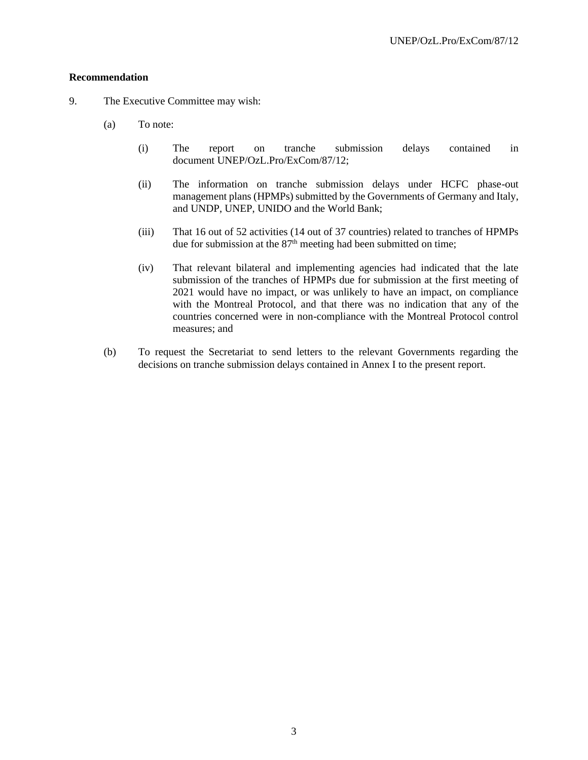**Recommendation**

9. The Executive Committee may wish:

   (a) To note:

      (i) The report on tranche submission delays contained in document UNEP/OzL.Pro/ExCom/87/12;

      (ii) The information on tranche submission delays under HCFC phase-out management plans (HPMPs) submitted by the Governments of Germany and Italy, and UNDP, UNEP, UNIDO and the World Bank;

      (iii) That 16 out of 52 activities (14 out of 37 countries) related to tranches of HPMPs due for submission at the 87th meeting had been submitted on time;

      (iv) That relevant bilateral and implementing agencies had indicated that the late submission of the tranches of HPMPs due for submission at the first meeting of 2021 would have no impact, or was unlikely to have an impact, on compliance with the Montreal Protocol, and that there was no indication that any of the countries concerned were in non-compliance with the Montreal Protocol control measures; and

   (b) To request the Secretariat to send letters to the relevant Governments regarding the decisions on tranche submission delays contained in Annex I to the present report.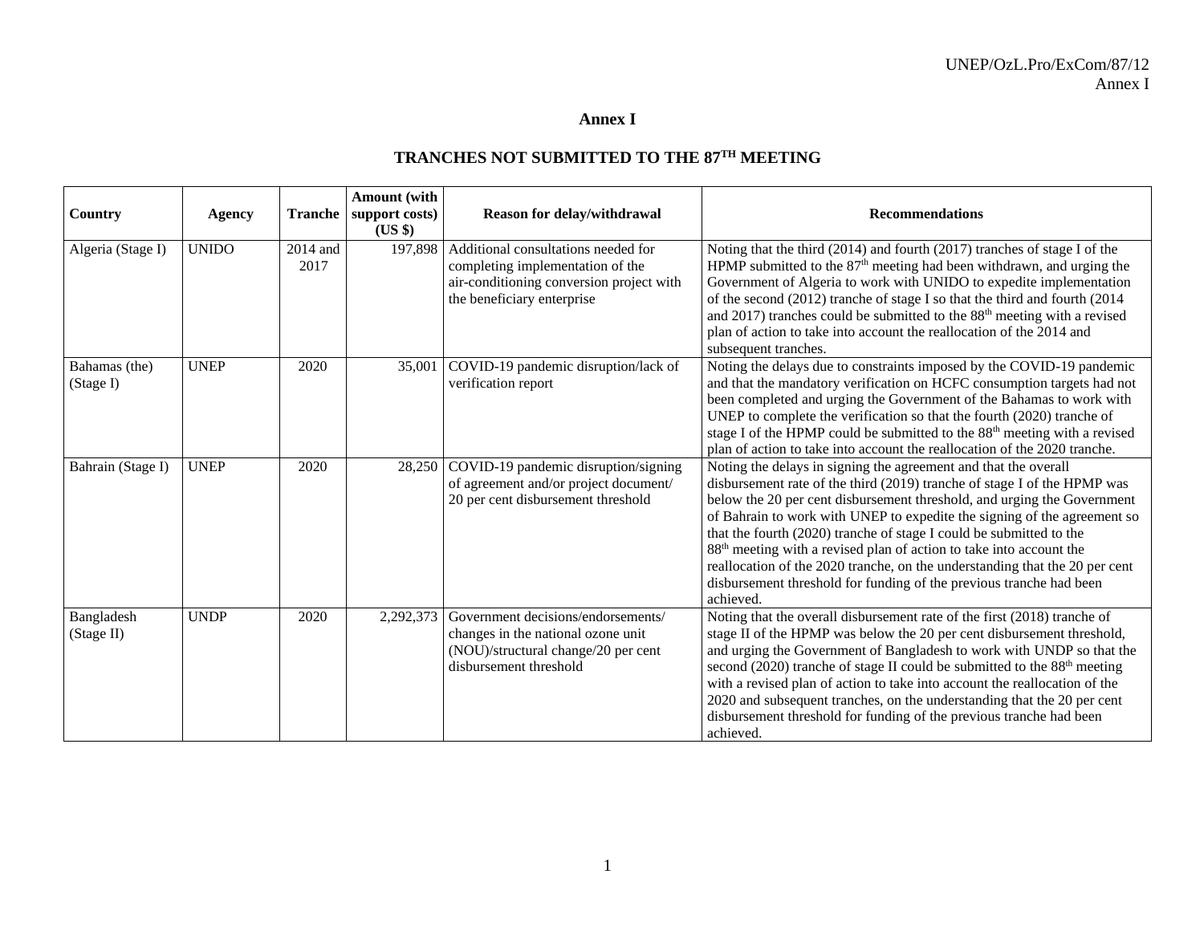# Annex I

## TRANCHES NOT SUBMITTED TO THE 87TH MEETING

| Country | Agency | Tranche | Amount (with support costs) (US $) | Reason for delay/withdrawal | Recommendations |
|---|---|---|---|---|---|
| Algeria (Stage I) | UNIDO | 2014 and 2017 | 197,898 | Additional consultations needed for completing implementation of the air-conditioning conversion project with the beneficiary enterprise | Noting that the third (2014) and fourth (2017) tranches of stage I of the HPMP submitted to the 87th meeting had been withdrawn, and urging the Government of Algeria to work with UNIDO to expedite implementation of the second (2012) tranche of stage I so that the third and fourth (2014 and 2017) tranches could be submitted to the 88th meeting with a revised plan of action to take into account the reallocation of the 2014 and subsequent tranches. |
| Bahamas (the) (Stage I) | UNEP | 2020 | 35,001 | COVID-19 pandemic disruption/lack of verification report | Noting the delays due to constraints imposed by the COVID-19 pandemic and that the mandatory verification on HCFC consumption targets had not been completed and urging the Government of the Bahamas to work with UNEP to complete the verification so that the fourth (2020) tranche of stage I of the HPMP could be submitted to the 88th meeting with a revised plan of action to take into account the reallocation of the 2020 tranche. |
| Bahrain (Stage I) | UNEP | 2020 | 28,250 | COVID-19 pandemic disruption/signing of agreement and/or project document/ 20 per cent disbursement threshold | Noting the delays in signing the agreement and that the overall disbursement rate of the third (2019) tranche of stage I of the HPMP was below the 20 per cent disbursement threshold, and urging the Government of Bahrain to work with UNEP to expedite the signing of the agreement so that the fourth (2020) tranche of stage I could be submitted to the 88th meeting with a revised plan of action to take into account the reallocation of the 2020 tranche, on the understanding that the 20 per cent disbursement threshold for funding of the previous tranche had been achieved. |
| Bangladesh (Stage II) | UNDP | 2020 | 2,292,373 | Government decisions/endorsements/ changes in the national ozone unit (NOU)/structural change/20 per cent disbursement threshold | Noting that the overall disbursement rate of the first (2018) tranche of stage II of the HPMP was below the 20 per cent disbursement threshold, and urging the Government of Bangladesh to work with UNDP so that the second (2020) tranche of stage II could be submitted to the 88th meeting with a revised plan of action to take into account the reallocation of the 2020 and subsequent tranches, on the understanding that the 20 per cent disbursement threshold for funding of the previous tranche had been achieved. |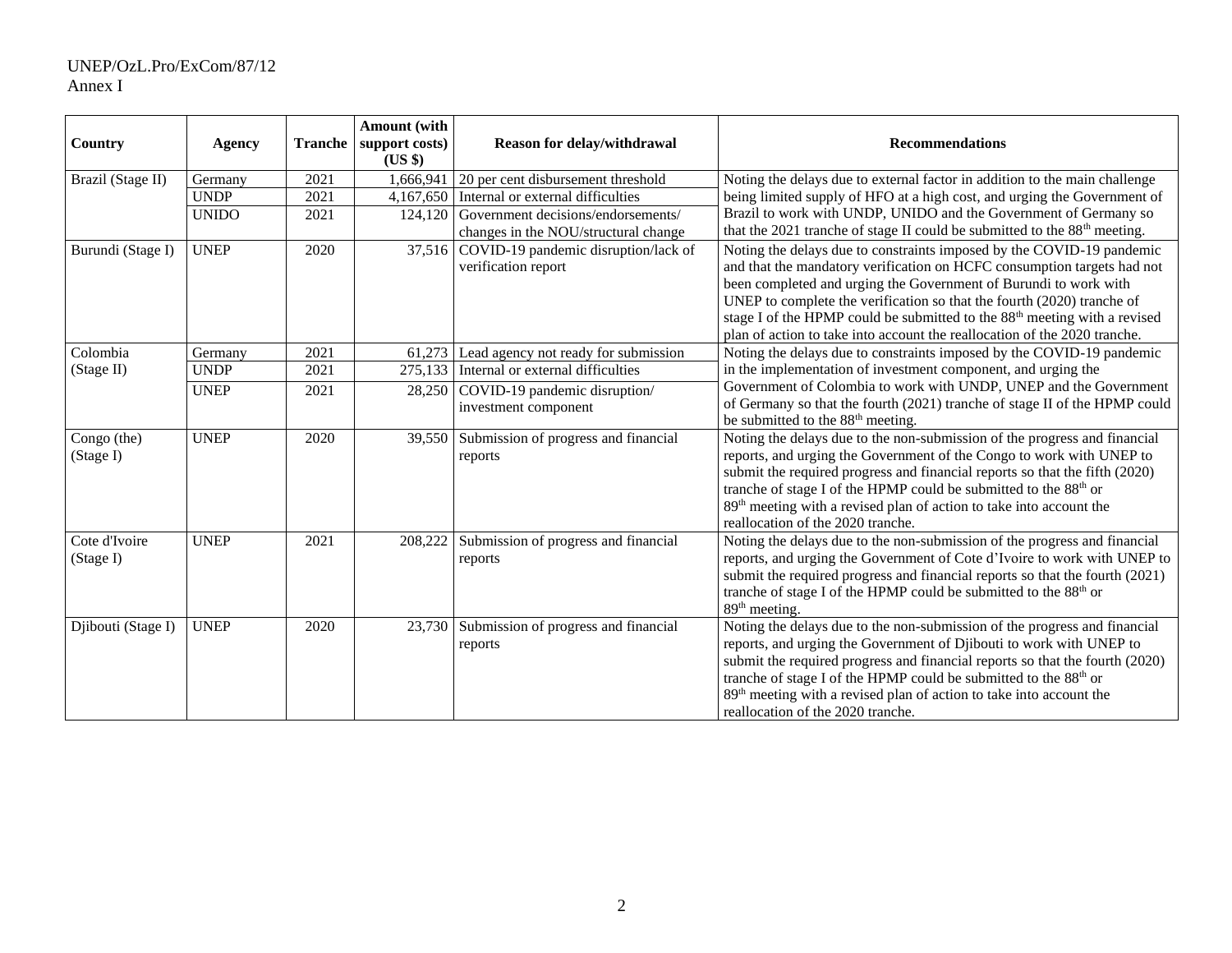| Country | Agency | Tranche | Amount (with support costs) (US $) | Reason for delay/withdrawal | Recommendations |
|---|---|---|---|---|---|
| Brazil (Stage II) | Germany | 2021 | 1,666,941 | 20 per cent disbursement threshold | Noting the delays due to external factor in addition to the main challenge being limited supply of HFO at a high cost, and urging the Government of Brazil to work with UNDP, UNIDO and the Government of Germany so that the 2021 tranche of stage II could be submitted to the 88th meeting. |
| | UNDP | 2021 | 4,167,650 | Internal or external difficulties | |
| | UNIDO | 2021 | 124,120 | Government decisions/endorsements/ changes in the NOU/structural change | |
| Burundi (Stage I) | UNEP | 2020 | 37,516 | COVID-19 pandemic disruption/lack of verification report | Noting the delays due to constraints imposed by the COVID-19 pandemic and that the mandatory verification on HCFC consumption targets had not been completed and urging the Government of Burundi to work with UNEP to complete the verification so that the fourth (2020) tranche of stage I of the HPMP could be submitted to the 88th meeting with a revised plan of action to take into account the reallocation of the 2020 tranche. |
| Colombia (Stage II) | Germany | 2021 | 61,273 | Lead agency not ready for submission | Noting the delays due to constraints imposed by the COVID-19 pandemic in the implementation of investment component, and urging the Government of Colombia to work with UNDP, UNEP and the Government of Germany so that the fourth (2021) tranche of stage II of the HPMP could be submitted to the 88th meeting. |
| | UNDP | 2021 | 275,133 | Internal or external difficulties | |
| | UNEP | 2021 | 28,250 | COVID-19 pandemic disruption/ investment component | |
| Congo (the) (Stage I) | UNEP | 2020 | 39,550 | Submission of progress and financial reports | Noting the delays due to the non-submission of the progress and financial reports, and urging the Government of the Congo to work with UNEP to submit the required progress and financial reports so that the fifth (2020) tranche of stage I of the HPMP could be submitted to the 88th or 89th meeting with a revised plan of action to take into account the reallocation of the 2020 tranche. |
| Cote d'Ivoire (Stage I) | UNEP | 2021 | 208,222 | Submission of progress and financial reports | Noting the delays due to the non-submission of the progress and financial reports, and urging the Government of Cote d'Ivoire to work with UNEP to submit the required progress and financial reports so that the fourth (2021) tranche of stage I of the HPMP could be submitted to the 88th or 89th meeting. |
| Djibouti (Stage I) | UNEP | 2020 | 23,730 | Submission of progress and financial reports | Noting the delays due to the non-submission of the progress and financial reports, and urging the Government of Djibouti to work with UNEP to submit the required progress and financial reports so that the fourth (2020) tranche of stage I of the HPMP could be submitted to the 88th or 89th meeting with a revised plan of action to take into account the reallocation of the 2020 tranche. |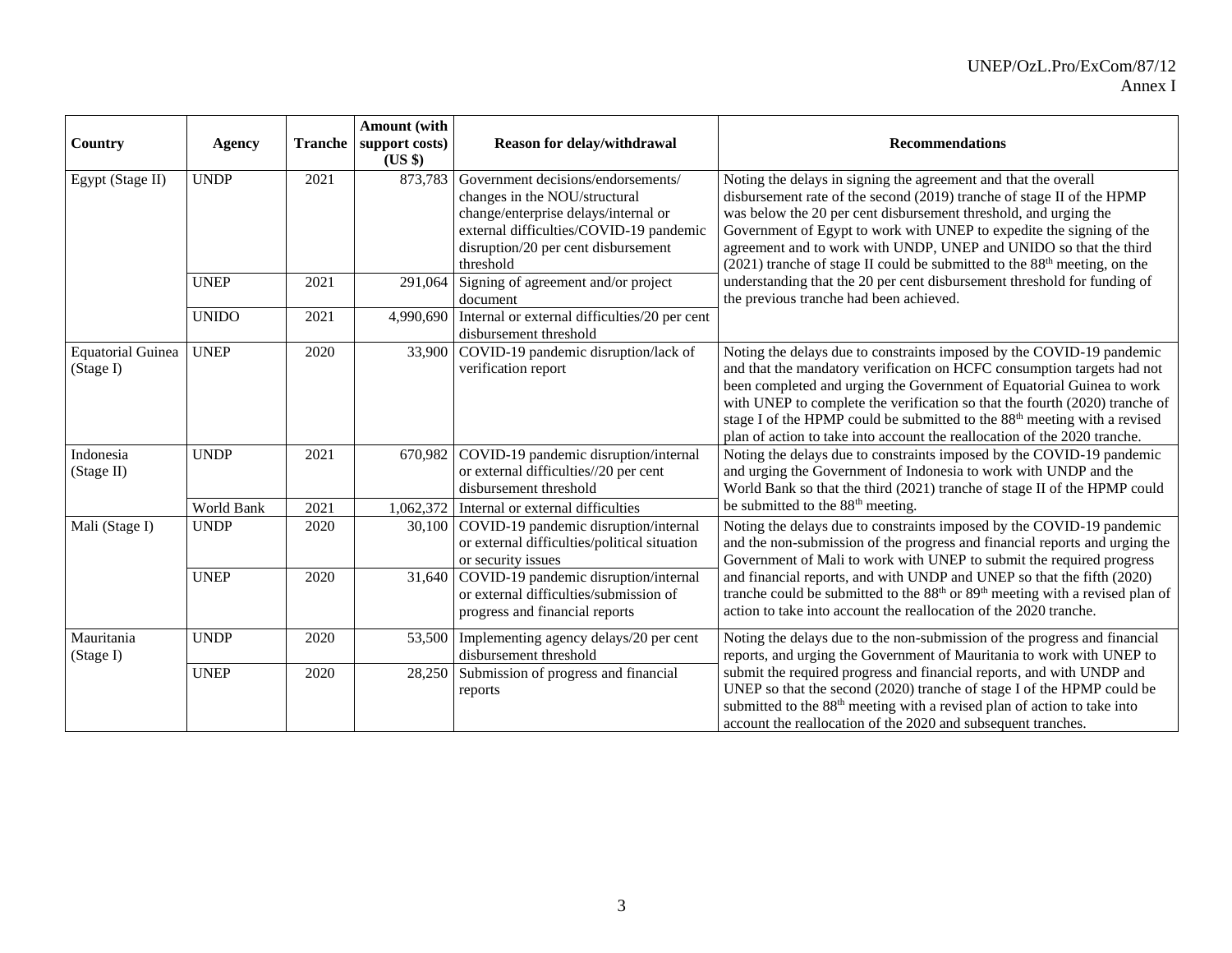| Country | Agency | Tranche | Amount (with support costs) (US $) | Reason for delay/withdrawal | Recommendations |
|---|---|---|---|---|---|
| Egypt (Stage II) | UNDP | 2021 | 873,783 | Government decisions/endorsements/ changes in the NOU/structural change/enterprise delays/internal or external difficulties/COVID-19 pandemic disruption/20 per cent disbursement threshold | Noting the delays in signing the agreement and that the overall disbursement rate of the second (2019) tranche of stage II of the HPMP was below the 20 per cent disbursement threshold, and urging the Government of Egypt to work with UNEP to expedite the signing of the agreement and to work with UNDP, UNEP and UNIDO so that the third (2021) tranche of stage II could be submitted to the 88th meeting, on the understanding that the 20 per cent disbursement threshold for funding of the previous tranche had been achieved. |
| | UNEP | 2021 | 291,064 | Signing of agreement and/or project document | |
| | UNIDO | 2021 | 4,990,690 | Internal or external difficulties/20 per cent disbursement threshold | |
| Equatorial Guinea (Stage I) | UNEP | 2020 | 33,900 | COVID-19 pandemic disruption/lack of verification report | Noting the delays due to constraints imposed by the COVID-19 pandemic and that the mandatory verification on HCFC consumption targets had not been completed and urging the Government of Equatorial Guinea to work with UNEP to complete the verification so that the fourth (2020) tranche of stage I of the HPMP could be submitted to the 88th meeting with a revised plan of action to take into account the reallocation of the 2020 tranche. |
| Indonesia (Stage II) | UNDP | 2021 | 670,982 | COVID-19 pandemic disruption/internal or external difficulties//20 per cent disbursement threshold | Noting the delays due to constraints imposed by the COVID-19 pandemic and urging the Government of Indonesia to work with UNDP and the World Bank so that the third (2021) tranche of stage II of the HPMP could be submitted to the 88th meeting. |
| | World Bank | 2021 | 1,062,372 | Internal or external difficulties | |
| Mali (Stage I) | UNDP | 2020 | 30,100 | COVID-19 pandemic disruption/internal or external difficulties/political situation or security issues | Noting the delays due to constraints imposed by the COVID-19 pandemic and the non-submission of the progress and financial reports and urging the Government of Mali to work with UNEP to submit the required progress and financial reports, and with UNDP and UNEP so that the fifth (2020) tranche could be submitted to the 88th or 89th meeting with a revised plan of action to take into account the reallocation of the 2020 tranche. |
| | UNEP | 2020 | 31,640 | COVID-19 pandemic disruption/internal or external difficulties/submission of progress and financial reports | |
| Mauritania (Stage I) | UNDP | 2020 | 53,500 | Implementing agency delays/20 per cent disbursement threshold | Noting the delays due to the non-submission of the progress and financial reports, and urging the Government of Mauritania to work with UNEP to submit the required progress and financial reports, and with UNDP and UNEP so that the second (2020) tranche of stage I of the HPMP could be submitted to the 88th meeting with a revised plan of action to take into account the reallocation of the 2020 and subsequent tranches. |
| | UNEP | 2020 | 28,250 | Submission of progress and financial reports | |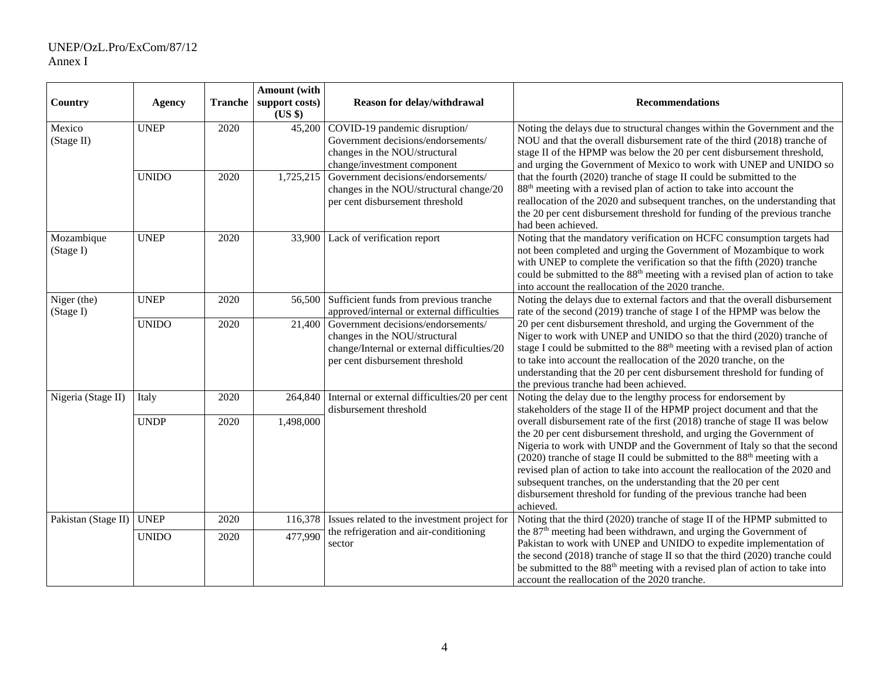| Country | Agency | Tranche | Amount (with support costs) (US $) | Reason for delay/withdrawal | Recommendations |
|---|---|---|---|---|---|
| Mexico (Stage II) | UNEP | 2020 | 45,200 | COVID-19 pandemic disruption/ Government decisions/endorsements/ changes in the NOU/structural change/investment component | Noting the delays due to structural changes within the Government and the NOU and that the overall disbursement rate of the third (2018) tranche of stage II of the HPMP was below the 20 per cent disbursement threshold, and urging the Government of Mexico to work with UNEP and UNIDO so that the fourth (2020) tranche of stage II could be submitted to the 88th meeting with a revised plan of action to take into account the reallocation of the 2020 and subsequent tranches, on the understanding that the 20 per cent disbursement threshold for funding of the previous tranche had been achieved. |
| | UNIDO | 2020 | 1,725,215 | Government decisions/endorsements/ changes in the NOU/structural change/20 per cent disbursement threshold | |
| Mozambique (Stage I) | UNEP | 2020 | 33,900 | Lack of verification report | Noting that the mandatory verification on HCFC consumption targets had not been completed and urging the Government of Mozambique to work with UNEP to complete the verification so that the fifth (2020) tranche could be submitted to the 88th meeting with a revised plan of action to take into account the reallocation of the 2020 tranche. |
| Niger (the) (Stage I) | UNEP | 2020 | 56,500 | Sufficient funds from previous tranche approved/internal or external difficulties | Noting the delays due to external factors and that the overall disbursement rate of the second (2019) tranche of stage I of the HPMP was below the 20 per cent disbursement threshold, and urging the Government of the Niger to work with UNEP and UNIDO so that the third (2020) tranche of stage I could be submitted to the 88th meeting with a revised plan of action to take into account the reallocation of the 2020 tranche, on the understanding that the 20 per cent disbursement threshold for funding of the previous tranche had been achieved. |
| | UNIDO | 2020 | 21,400 | Government decisions/endorsements/ changes in the NOU/structural change/Internal or external difficulties/20 per cent disbursement threshold | |
| Nigeria (Stage II) | Italy | 2020 | 264,840 | Internal or external difficulties/20 per cent disbursement threshold | Noting the delay due to the lengthy process for endorsement by stakeholders of the stage II of the HPMP project document and that the overall disbursement rate of the first (2018) tranche of stage II was below the 20 per cent disbursement threshold, and urging the Government of Nigeria to work with UNDP and the Government of Italy so that the second (2020) tranche of stage II could be submitted to the 88th meeting with a revised plan of action to take into account the reallocation of the 2020 and subsequent tranches, on the understanding that the 20 per cent disbursement threshold for funding of the previous tranche had been achieved. |
| | UNDP | 2020 | 1,498,000 | | |
| Pakistan (Stage II) | UNEP | 2020 | 116,378 | Issues related to the investment project for the refrigeration and air-conditioning sector | Noting that the third (2020) tranche of stage II of the HPMP submitted to the 87th meeting had been withdrawn, and urging the Government of Pakistan to work with UNEP and UNIDO to expedite implementation of the second (2018) tranche of stage II so that the third (2020) tranche could be submitted to the 88th meeting with a revised plan of action to take into account the reallocation of the 2020 tranche. |
| | UNIDO | 2020 | 477,990 | | |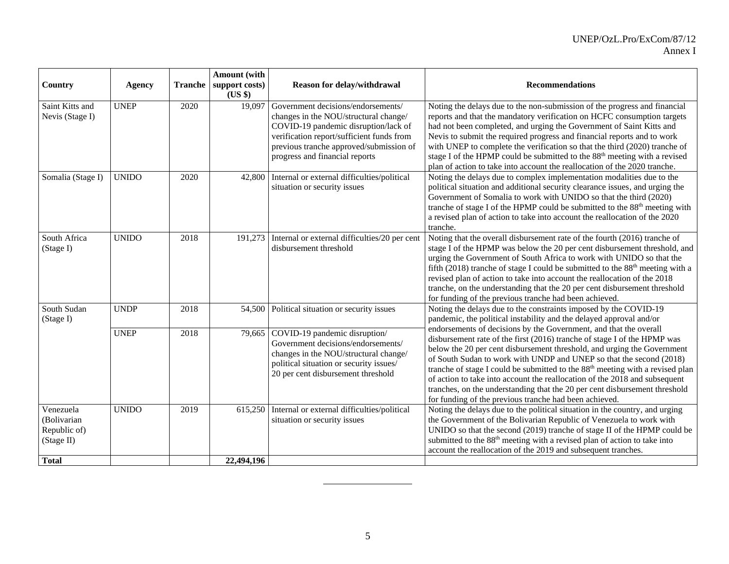| Country | Agency | Tranche | Amount (with support costs) (US $) | Reason for delay/withdrawal | Recommendations |
|---|---|---|---|---|---|
| Saint Kitts and Nevis (Stage I) | UNEP | 2020 | 19,097 | Government decisions/endorsements/ changes in the NOU/structural change/ COVID-19 pandemic disruption/lack of verification report/sufficient funds from previous tranche approved/submission of progress and financial reports | Noting the delays due to the non-submission of the progress and financial reports and that the mandatory verification on HCFC consumption targets had not been completed, and urging the Government of Saint Kitts and Nevis to submit the required progress and financial reports and to work with UNEP to complete the verification so that the third (2020) tranche of stage I of the HPMP could be submitted to the 88th meeting with a revised plan of action to take into account the reallocation of the 2020 tranche. |
| Somalia (Stage I) | UNIDO | 2020 | 42,800 | Internal or external difficulties/political situation or security issues | Noting the delays due to complex implementation modalities due to the political situation and additional security clearance issues, and urging the Government of Somalia to work with UNIDO so that the third (2020) tranche of stage I of the HPMP could be submitted to the 88th meeting with a revised plan of action to take into account the reallocation of the 2020 tranche. |
| South Africa (Stage I) | UNIDO | 2018 | 191,273 | Internal or external difficulties/20 per cent disbursement threshold | Noting that the overall disbursement rate of the fourth (2016) tranche of stage I of the HPMP was below the 20 per cent disbursement threshold, and urging the Government of South Africa to work with UNIDO so that the fifth (2018) tranche of stage I could be submitted to the 88th meeting with a revised plan of action to take into account the reallocation of the 2018 tranche, on the understanding that the 20 per cent disbursement threshold for funding of the previous tranche had been achieved. |
| South Sudan (Stage I) | UNDP | 2018 | 54,500 | Political situation or security issues | Noting the delays due to the constraints imposed by the COVID-19 pandemic, the political instability and the delayed approval and/or endorsements of decisions by the Government, and that the overall disbursement rate of the first (2016) tranche of stage I of the HPMP was below the 20 per cent disbursement threshold, and urging the Government of South Sudan to work with UNDP and UNEP so that the second (2018) tranche of stage I could be submitted to the 88th meeting with a revised plan of action to take into account the reallocation of the 2018 and subsequent tranches, on the understanding that the 20 per cent disbursement threshold for funding of the previous tranche had been achieved. |
| | UNEP | 2018 | 79,665 | COVID-19 pandemic disruption/ Government decisions/endorsements/ changes in the NOU/structural change/ political situation or security issues/ 20 per cent disbursement threshold | |
| Venezuela (Bolivarian Republic of) (Stage II) | UNIDO | 2019 | 615,250 | Internal or external difficulties/political situation or security issues | Noting the delays due to the political situation in the country, and urging the Government of the Bolivarian Republic of Venezuela to work with UNIDO so that the second (2019) tranche of stage II of the HPMP could be submitted to the 88th meeting with a revised plan of action to take into account the reallocation of the 2019 and subsequent tranches. |
| **Total** | | | **22,494,196** | | |